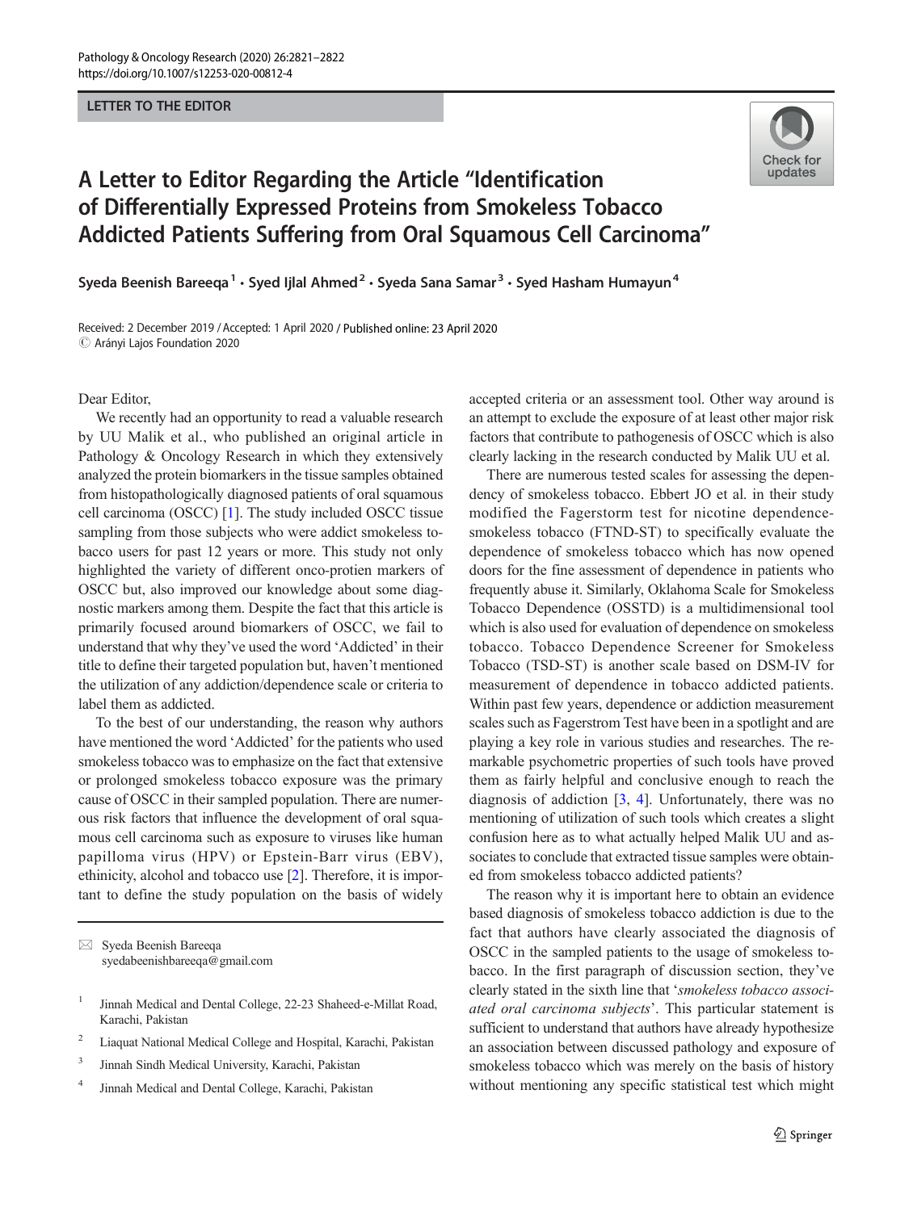LETTER TO THE EDITOR

# A Letter to Editor Regarding the Article "Identification of Differentially Expressed Proteins from Smokeless Tobacco Addicted Patients Suffering from Oral Squamous Cell Carcinoma"

Syeda Beenish Bareeqa[1] · Syed Ijlal Ahmed[2] · Syeda Sana Samar[3] · Syed Hasham Humayun[4]

Received: 2 December 2019 / Accepted: 1 April 2020 / Published online: 23 April 2020
© Arányi Lajos Foundation 2020

Dear Editor,

We recently had an opportunity to read a valuable research by UU Malik et al., who published an original article in Pathology & Oncology Research in which they extensively analyzed the protein biomarkers in the tissue samples obtained from histopathologically diagnosed patients of oral squamous cell carcinoma (OSCC) [1]. The study included OSCC tissue sampling from those subjects who were addict smokeless tobacco users for past 12 years or more. This study not only highlighted the variety of different onco-protien markers of OSCC but, also improved our knowledge about some diagnostic markers among them. Despite the fact that this article is primarily focused around biomarkers of OSCC, we fail to understand that why they've used the word 'Addicted' in their title to define their targeted population but, haven't mentioned the utilization of any addiction/dependence scale or criteria to label them as addicted.

To the best of our understanding, the reason why authors have mentioned the word 'Addicted' for the patients who used smokeless tobacco was to emphasize on the fact that extensive or prolonged smokeless tobacco exposure was the primary cause of OSCC in their sampled population. There are numerous risk factors that influence the development of oral squamous cell carcinoma such as exposure to viruses like human papilloma virus (HPV) or Epstein-Barr virus (EBV), ethinicity, alcohol and tobacco use [2]. Therefore, it is important to define the study population on the basis of widely accepted criteria or an assessment tool. Other way around is an attempt to exclude the exposure of at least other major risk factors that contribute to pathogenesis of OSCC which is also clearly lacking in the research conducted by Malik UU et al.

There are numerous tested scales for assessing the dependency of smokeless tobacco. Ebbert JO et al. in their study modified the Fagerstorm test for nicotine dependence-smokeless tobacco (FTND-ST) to specifically evaluate the dependence of smokeless tobacco which has now opened doors for the fine assessment of dependence in patients who frequently abuse it. Similarly, Oklahoma Scale for Smokeless Tobacco Dependence (OSSTD) is a multidimensional tool which is also used for evaluation of dependence on smokeless tobacco. Tobacco Dependence Screener for Smokeless Tobacco (TSD-ST) is another scale based on DSM-IV for measurement of dependence in tobacco addicted patients. Within past few years, dependence or addiction measurement scales such as Fagerstrom Test have been in a spotlight and are playing a key role in various studies and researches. The remarkable psychometric properties of such tools have proved them as fairly helpful and conclusive enough to reach the diagnosis of addiction [3, 4]. Unfortunately, there was no mentioning of utilization of such tools which creates a slight confusion here as to what actually helped Malik UU and associates to conclude that extracted tissue samples were obtained from smokeless tobacco addicted patients?

The reason why it is important here to obtain an evidence based diagnosis of smokeless tobacco addiction is due to the fact that authors have clearly associated the diagnosis of OSCC in the sampled patients to the usage of smokeless tobacco. In the first paragraph of discussion section, they've clearly stated in the sixth line that '*smokeless tobacco associated oral carcinoma subjects*'. This particular statement is sufficient to understand that authors have already hypothesize an association between discussed pathology and exposure of smokeless tobacco which was merely on the basis of history without mentioning any specific statistical test which might

---

✉ Syeda Beenish Bareeqa
syedabeenishbareeqa@gmail.com

1 Jinnah Medical and Dental College, 22-23 Shaheed-e-Millat Road, Karachi, Pakistan

2 Liaquat National Medical College and Hospital, Karachi, Pakistan

3 Jinnah Sindh Medical University, Karachi, Pakistan

4 Jinnah Medical and Dental College, Karachi, Pakistan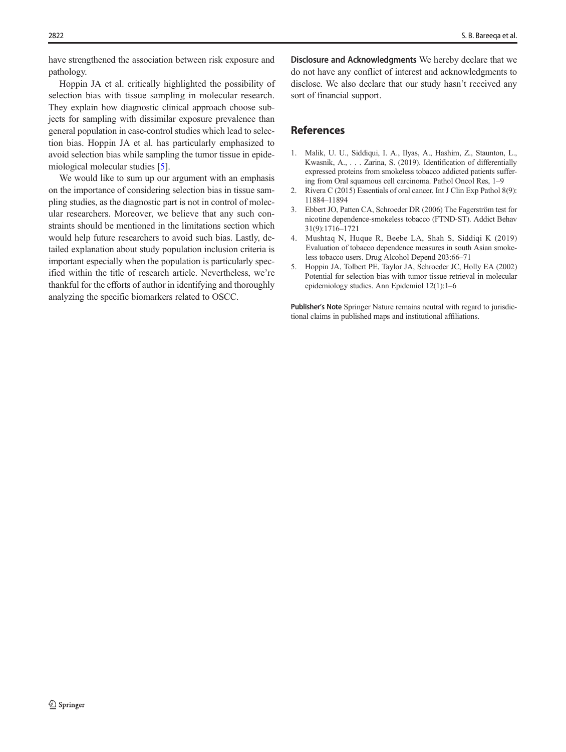have strengthened the association between risk exposure and pathology.

Hoppin JA et al. critically highlighted the possibility of selection bias with tissue sampling in molecular research. They explain how diagnostic clinical approach choose subjects for sampling with dissimilar exposure prevalence than general population in case-control studies which lead to selection bias. Hoppin JA et al. has particularly emphasized to avoid selection bias while sampling the tumor tissue in epidemiological molecular studies [5].

We would like to sum up our argument with an emphasis on the importance of considering selection bias in tissue sampling studies, as the diagnostic part is not in control of molecular researchers. Moreover, we believe that any such constraints should be mentioned in the limitations section which would help future researchers to avoid such bias. Lastly, detailed explanation about study population inclusion criteria is important especially when the population is particularly specified within the title of research article. Nevertheless, we're thankful for the efforts of author in identifying and thoroughly analyzing the specific biomarkers related to OSCC.

**Disclosure and Acknowledgments** We hereby declare that we do not have any conflict of interest and acknowledgments to disclose. We also declare that our study hasn't received any sort of financial support.

## References

1. Malik, U. U., Siddiqui, I. A., Ilyas, A., Hashim, Z., Staunton, L., Kwasnik, A., . . . Zarina, S. (2019). Identification of differentially expressed proteins from smokeless tobacco addicted patients suffering from Oral squamous cell carcinoma. Pathol Oncol Res, 1–9
2. Rivera C (2015) Essentials of oral cancer. Int J Clin Exp Pathol 8(9): 11884–11894
3. Ebbert JO, Patten CA, Schroeder DR (2006) The Fagerström test for nicotine dependence-smokeless tobacco (FTND-ST). Addict Behav 31(9):1716–1721
4. Mushtaq N, Huque R, Beebe LA, Shah S, Siddiqi K (2019) Evaluation of tobacco dependence measures in south Asian smokeless tobacco users. Drug Alcohol Depend 203:66–71
5. Hoppin JA, Tolbert PE, Taylor JA, Schroeder JC, Holly EA (2002) Potential for selection bias with tumor tissue retrieval in molecular epidemiology studies. Ann Epidemiol 12(1):1–6

**Publisher's Note** Springer Nature remains neutral with regard to jurisdictional claims in published maps and institutional affiliations.